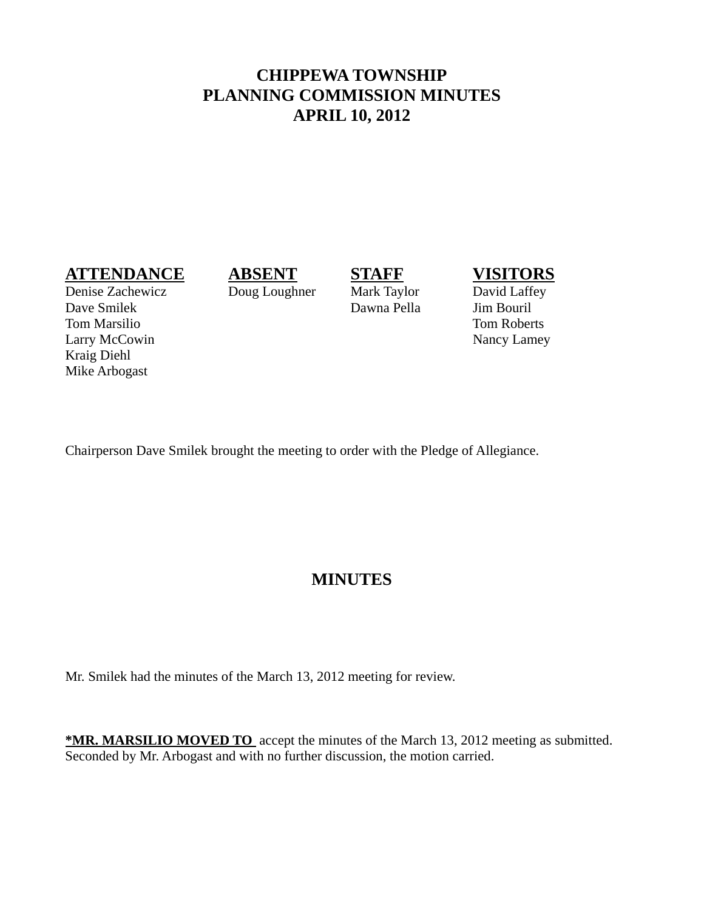# CHIPPEWA TOWNSHIP
# PLANNING COMMISSION MINUTES
# APRIL 10, 2012

| ATTENDANCE | ABSENT | STAFF | VISITORS |
|---|---|---|---|
| Denise Zachewicz | Doug Loughner | Mark Taylor | David Laffey |
| Dave Smilek | | Dawna Pella | Jim Bouril |
| Tom Marsilio | | | Tom Roberts |
| Larry McCowin | | | Nancy Lamey |
| Kraig Diehl | | | |
| Mike Arbogast | | | |

Chairperson Dave Smilek brought the meeting to order with the Pledge of Allegiance.

## MINUTES

Mr. Smilek had the minutes of the March 13, 2012 meeting for review.

**\*MR. MARSILIO MOVED TO** accept the minutes of the March 13, 2012 meeting as submitted. Seconded by Mr. Arbogast and with no further discussion, the motion carried.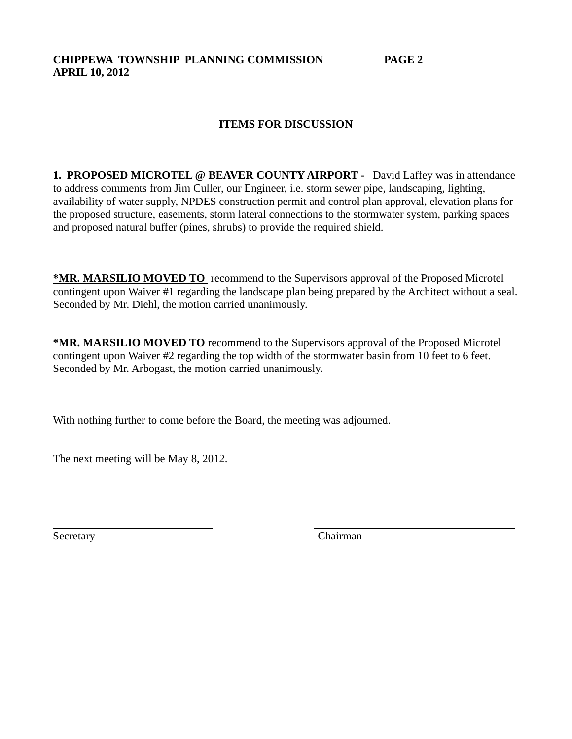## ITEMS FOR DISCUSSION

**1. PROPOSED MICROTEL @ BEAVER COUNTY AIRPORT -** David Laffey was in attendance to address comments from Jim Culler, our Engineer, i.e. storm sewer pipe, landscaping, lighting, availability of water supply, NPDES construction permit and control plan approval, elevation plans for the proposed structure, easements, storm lateral connections to the stormwater system, parking spaces and proposed natural buffer (pines, shrubs) to provide the required shield.

**\*MR. MARSILIO MOVED TO** recommend to the Supervisors approval of the Proposed Microtel contingent upon Waiver #1 regarding the landscape plan being prepared by the Architect without a seal. Seconded by Mr. Diehl, the motion carried unanimously.

**\*MR. MARSILIO MOVED TO** recommend to the Supervisors approval of the Proposed Microtel contingent upon Waiver #2 regarding the top width of the stormwater basin from 10 feet to 6 feet. Seconded by Mr. Arbogast, the motion carried unanimously.

With nothing further to come before the Board, the meeting was adjourned.

The next meeting will be May 8, 2012.

\_\_\_\_\_\_\_\_\_\_\_\_\_\_\_\_\_\_\_\_\_\_\_\_\_\_\_\_\_\_ \_\_\_\_\_\_\_\_\_\_\_\_\_\_\_\_\_\_\_\_\_\_\_\_\_\_\_\_\_\_\_\_\_\_\_\_\_\_

Secretary Chairman